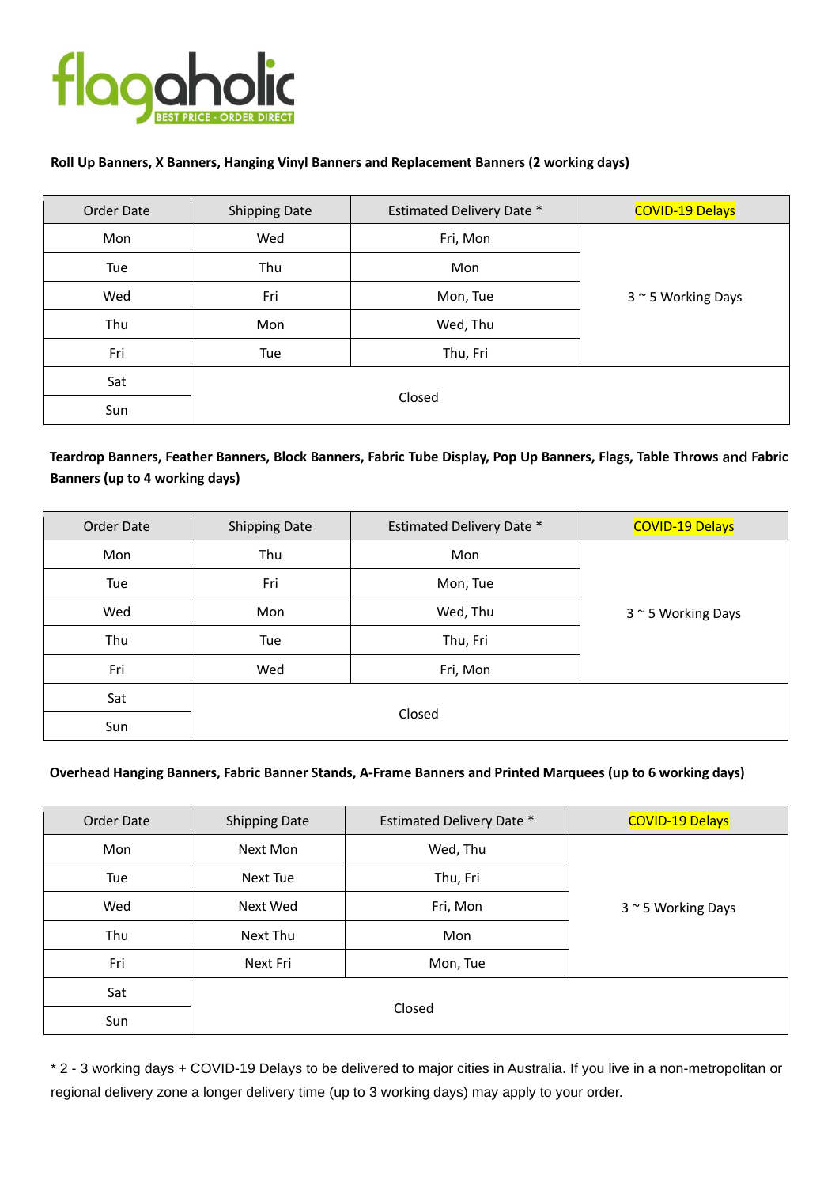flagaholic
BEST PRICE - ORDER DIRECT

**Roll Up Banners, X Banners, Hanging Vinyl Banners and Replacement Banners (2 working days)**

| Order Date | Shipping Date | Estimated Delivery Date * | COVID-19 Delays |
|---|---|---|---|
| Mon | Wed | Fri, Mon | 3 ~ 5 Working Days |
| Tue | Thu | Mon | |
| Wed | Fri | Mon, Tue | |
| Thu | Mon | Wed, Thu | |
| Fri | Tue | Thu, Fri | |
| Sat | Closed | | |
| Sun | | | |

**Teardrop Banners, Feather Banners, Block Banners, Fabric Tube Display, Pop Up Banners, Flags, Table Throws and Fabric Banners (up to 4 working days)**

| Order Date | Shipping Date | Estimated Delivery Date * | COVID-19 Delays |
|---|---|---|---|
| Mon | Thu | Mon | 3 ~ 5 Working Days |
| Tue | Fri | Mon, Tue | |
| Wed | Mon | Wed, Thu | |
| Thu | Tue | Thu, Fri | |
| Fri | Wed | Fri, Mon | |
| Sat | Closed | | |
| Sun | | | |

**Overhead Hanging Banners, Fabric Banner Stands, A-Frame Banners and Printed Marquees (up to 6 working days)**

| Order Date | Shipping Date | Estimated Delivery Date * | COVID-19 Delays |
|---|---|---|---|
| Mon | Next Mon | Wed, Thu | 3 ~ 5 Working Days |
| Tue | Next Tue | Thu, Fri | |
| Wed | Next Wed | Fri, Mon | |
| Thu | Next Thu | Mon | |
| Fri | Next Fri | Mon, Tue | |
| Sat | Closed | | |
| Sun | | | |

* 2 - 3 working days + COVID-19 Delays to be delivered to major cities in Australia. If you live in a non-metropolitan or regional delivery zone a longer delivery time (up to 3 working days) may apply to your order.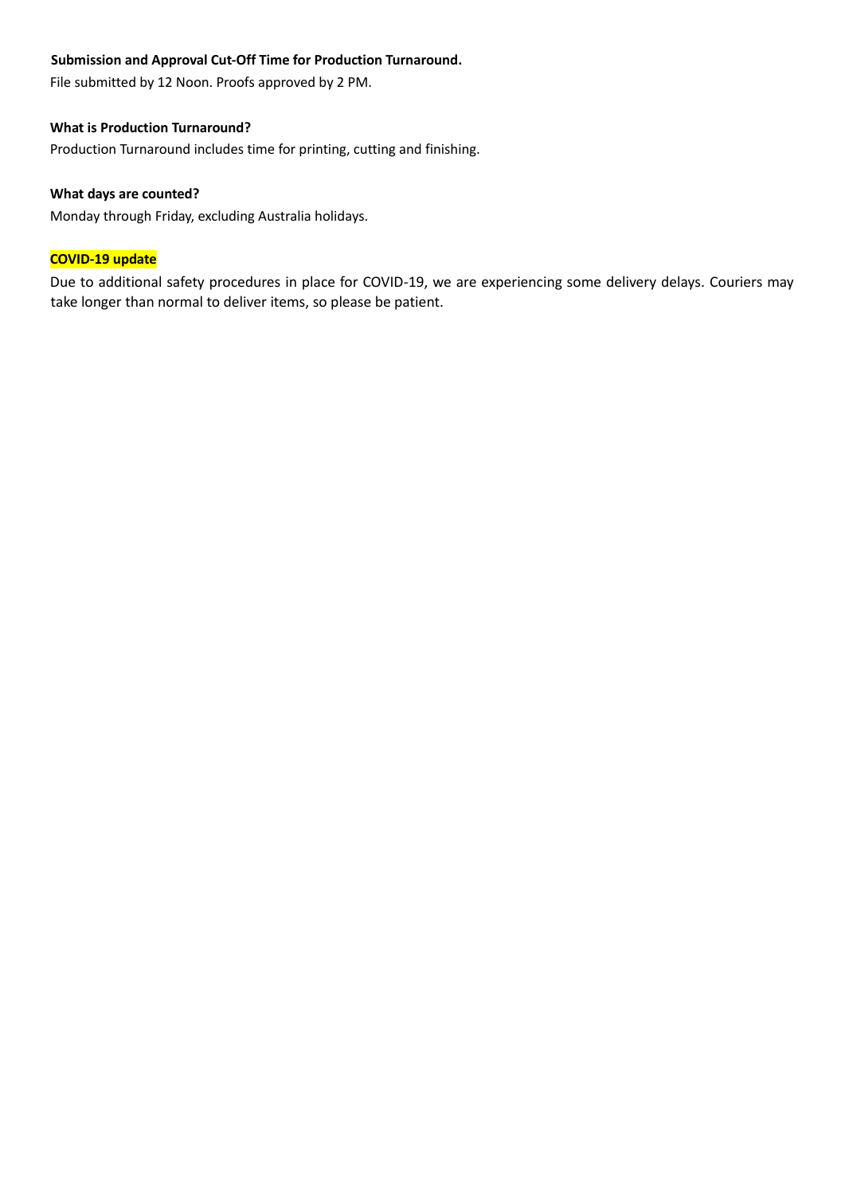**Submission and Approval Cut-Off Time for Production Turnaround.**

File submitted by 12 Noon. Proofs approved by 2 PM.

**What is Production Turnaround?**

Production Turnaround includes time for printing, cutting and finishing.

**What days are counted?**

Monday through Friday, excluding Australia holidays.

**COVID-19 update**

Due to additional safety procedures in place for COVID-19, we are experiencing some delivery delays. Couriers may take longer than normal to deliver items, so please be patient.